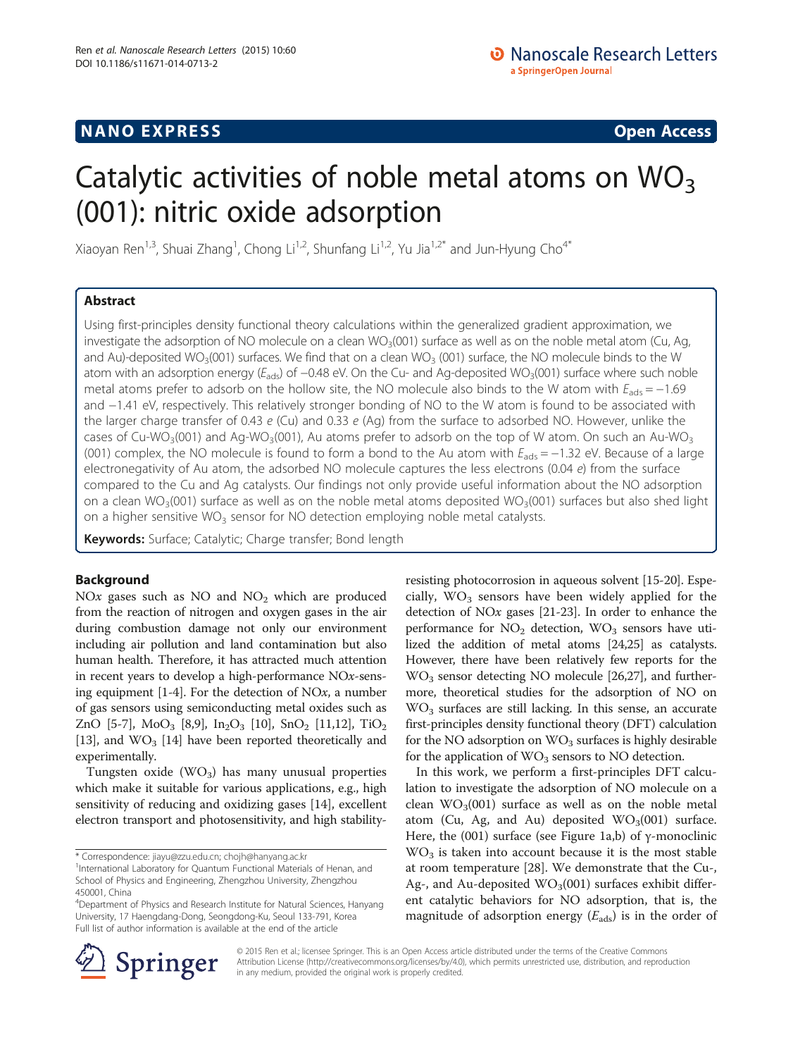## NANO EXPRESS

**Open Access**

# Catalytic activities of noble metal atoms on $WO_3$ (001): nitric oxide adsorption

Xiaoyan Ren[1,3], Shuai Zhang[1], Chong Li[1,2], Shunfang Li[1,2], Yu Jia[1,2*] and Jun-Hyung Cho[4*]

## Abstract

Using first-principles density functional theory calculations within the generalized gradient approximation, we investigate the adsorption of NO molecule on a clean $WO_3$(001) surface as well as on the noble metal atom (Cu, Ag, and Au)-deposited $WO_3$(001) surfaces. We find that on a clean $WO_3$ (001) surface, the NO molecule binds to the W atom with an adsorption energy ($E_{ads}$) of −0.48 eV. On the Cu- and Ag-deposited $WO_3$(001) surface where such noble metal atoms prefer to adsorb on the hollow site, the NO molecule also binds to the W atom with $E_{ads}$ = −1.69 and −1.41 eV, respectively. This relatively stronger bonding of NO to the W atom is found to be associated with the larger charge transfer of 0.43 *e* (Cu) and 0.33 *e* (Ag) from the surface to adsorbed NO. However, unlike the cases of Cu-$WO_3$(001) and Ag-$WO_3$(001), Au atoms prefer to adsorb on the top of W atom. On such an Au-$WO_3$ (001) complex, the NO molecule is found to form a bond to the Au atom with $E_{ads}$ = −1.32 eV. Because of a large electronegativity of Au atom, the adsorbed NO molecule captures the less electrons (0.04 *e*) from the surface compared to the Cu and Ag catalysts. Our findings not only provide useful information about the NO adsorption on a clean $WO_3$(001) surface as well as on the noble metal atoms deposited $WO_3$(001) surfaces but also shed light on a higher sensitive $WO_3$ sensor for NO detection employing noble metal catalysts.

**Keywords:** Surface; Catalytic; Charge transfer; Bond length

## Background

NO*x* gases such as NO and $NO_2$ which are produced from the reaction of nitrogen and oxygen gases in the air during combustion damage not only our environment including air pollution and land contamination but also human health. Therefore, it has attracted much attention in recent years to develop a high-performance NO*x*-sensing equipment [1-4]. For the detection of NO*x*, a number of gas sensors using semiconducting metal oxides such as ZnO [5-7], $MoO_3$ [8,9], $In_2O_3$ [10], $SnO_2$ [11,12], $TiO_2$ [13], and $WO_3$ [14] have been reported theoretically and experimentally.

Tungsten oxide ($WO_3$) has many unusual properties which make it suitable for various applications, e.g., high sensitivity of reducing and oxidizing gases [14], excellent electron transport and photosensitivity, and high stability-resisting photocorrosion in aqueous solvent [15-20]. Especially, $WO_3$ sensors have been widely applied for the detection of NO*x* gases [21-23]. In order to enhance the performance for $NO_2$ detection, $WO_3$ sensors have utilized the addition of metal atoms [24,25] as catalysts. However, there have been relatively few reports for the $WO_3$ sensor detecting NO molecule [26,27], and furthermore, theoretical studies for the adsorption of NO on $WO_3$ surfaces are still lacking. In this sense, an accurate first-principles density functional theory (DFT) calculation for the NO adsorption on $WO_3$ surfaces is highly desirable for the application of $WO_3$ sensors to NO detection.

In this work, we perform a first-principles DFT calculation to investigate the adsorption of NO molecule on a clean $WO_3$(001) surface as well as on the noble metal atom (Cu, Ag, and Au) deposited $WO_3$(001) surface. Here, the (001) surface (see Figure 1a,b) of γ-monoclinic $WO_3$ is taken into account because it is the most stable at room temperature [28]. We demonstrate that the Cu-, Ag-, and Au-deposited $WO_3$(001) surfaces exhibit different catalytic behaviors for NO adsorption, that is, the magnitude of adsorption energy ($E_{ads}$) is in the order of

\* Correspondence: jiayu@zzu.edu.cn; chojh@hanyang.ac.kr
[1]International Laboratory for Quantum Functional Materials of Henan, and School of Physics and Engineering, Zhengzhou University, Zhengzhou 450001, China
[4]Department of Physics and Research Institute for Natural Sciences, Hanyang University, 17 Haengdang-Dong, Seongdong-Ku, Seoul 133-791, Korea
Full list of author information is available at the end of the article

© 2015 Ren et al.; licensee Springer. This is an Open Access article distributed under the terms of the Creative Commons Attribution License (http://creativecommons.org/licenses/by/4.0), which permits unrestricted use, distribution, and reproduction in any medium, provided the original work is properly credited.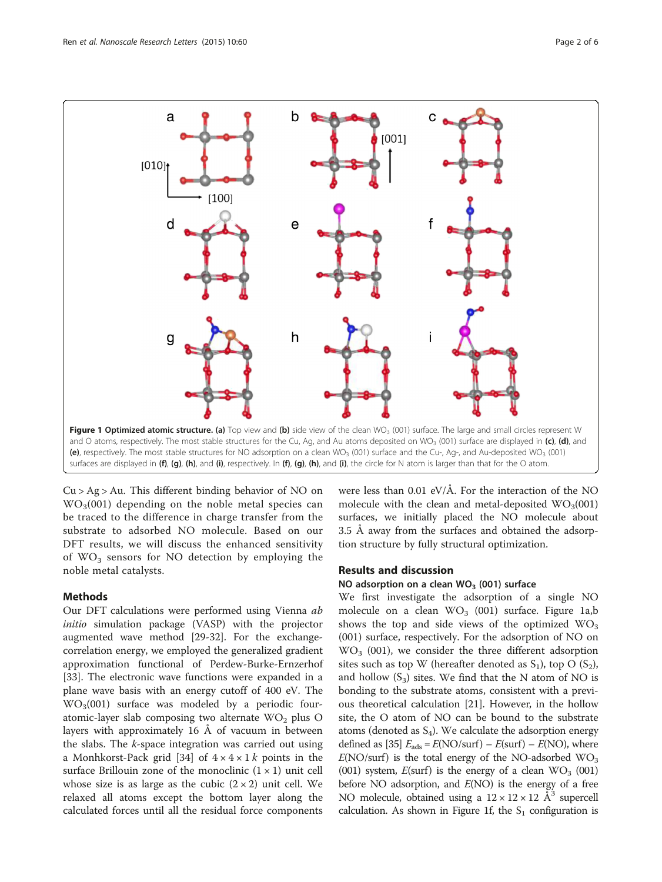**Figure 1 Optimized atomic structure.** (a) Top view and (b) side view of the clean $WO_3$ (001) surface. The large and small circles represent W and O atoms, respectively. The most stable structures for the Cu, Ag, and Au atoms deposited on $WO_3$ (001) surface are displayed in (c), (d), and (e), respectively. The most stable structures for NO adsorption on a clean $WO_3$ (001) surface and the Cu-, Ag-, and Au-deposited $WO_3$ (001) surfaces are displayed in (f), (g), (h), and (i), respectively. In (f), (g), (h), and (i), the circle for N atom is larger than that for the O atom.

Cu > Ag > Au. This different binding behavior of NO on $WO_3$(001) depending on the noble metal species can be traced to the difference in charge transfer from the substrate to adsorbed NO molecule. Based on our DFT results, we will discuss the enhanced sensitivity of $WO_3$ sensors for NO detection by employing the noble metal catalysts.

## Methods

Our DFT calculations were performed using Vienna *ab initio* simulation package (VASP) with the projector augmented wave method [29-32]. For the exchange-correlation energy, we employed the generalized gradient approximation functional of Perdew-Burke-Ernzerhof [33]. The electronic wave functions were expanded in a plane wave basis with an energy cutoff of 400 eV. The $WO_3$(001) surface was modeled by a periodic four-atomic-layer slab composing two alternate $WO_2$ plus O layers with approximately 16 Å of vacuum in between the slabs. The *k*-space integration was carried out using a Monhkorst-Pack grid [34] of $4 \times 4 \times 1$ *k* points in the surface Brillouin zone of the monoclinic $(1 \times 1)$ unit cell whose size is as large as the cubic $(2 \times 2)$ unit cell. We relaxed all atoms except the bottom layer along the calculated forces until all the residual force components were less than 0.01 eV/Å. For the interaction of the NO molecule with the clean and metal-deposited $WO_3$(001) surfaces, we initially placed the NO molecule about 3.5 Å away from the surfaces and obtained the adsorption structure by fully structural optimization.

## Results and discussion

### NO adsorption on a clean $WO_3$ (001) surface

We first investigate the adsorption of a single NO molecule on a clean $WO_3$ (001) surface. Figure 1a,b shows the top and side views of the optimized $WO_3$ (001) surface, respectively. For the adsorption of NO on $WO_3$ (001), we consider the three different adsorption sites such as top W (hereafter denoted as $S_1$), top O ($S_2$), and hollow ($S_3$) sites. We find that the N atom of NO is bonding to the substrate atoms, consistent with a previous theoretical calculation [21]. However, in the hollow site, the O atom of NO can be bound to the substrate atoms (denoted as $S_4$). We calculate the adsorption energy defined as [35] $E_{ads} = E(\text{NO/surf}) - E(\text{surf}) - E(\text{NO})$, where $E$(NO/surf) is the total energy of the NO-adsorbed $WO_3$ (001) system, $E$(surf) is the energy of a clean $WO_3$ (001) before NO adsorption, and $E$(NO) is the energy of a free NO molecule, obtained using a $12 \times 12 \times 12$ Å$^3$ supercell calculation. As shown in Figure 1f, the $S_1$ configuration is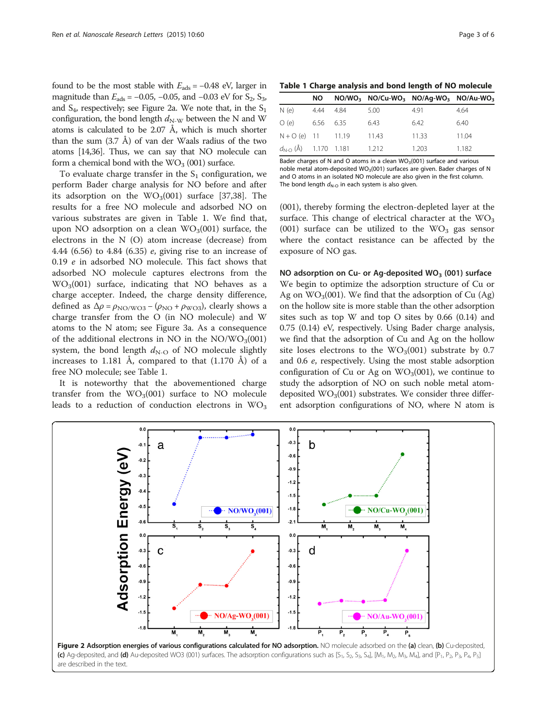found to be the most stable with $E_{ads} = -0.48$ eV, larger in magnitude than $E_{ads} = -0.05$, $-0.05$, and $-0.03$ eV for $S_2$, $S_3$, and $S_4$, respectively; see Figure 2a. We note that, in the $S_1$ configuration, the bond length $d_{N\text{-}W}$ between the N and W atoms is calculated to be 2.07 Å, which is much shorter than the sum (3.7 Å) of van der Waals radius of the two atoms [14,36]. Thus, we can say that NO molecule can form a chemical bond with the $WO_3$ (001) surface.

To evaluate charge transfer in the $S_1$ configuration, we perform Bader charge analysis for NO before and after its adsorption on the $WO_3$(001) surface [37,38]. The results for a free NO molecule and adsorbed NO on various substrates are given in Table 1. We find that, upon NO adsorption on a clean $WO_3$(001) surface, the electrons in the N (O) atom increase (decrease) from 4.44 (6.56) to 4.84 (6.35) $e$, giving rise to an increase of 0.19 $e$ in adsorbed NO molecule. This fact shows that adsorbed NO molecule captures electrons from the $WO_3$(001) surface, indicating that NO behaves as a charge accepter. Indeed, the charge density difference, defined as $\Delta\rho = \rho_{NO/WO3} - (\rho_{NO} + \rho_{WO3})$, clearly shows a charge transfer from the O (in NO molecule) and W atoms to the N atom; see Figure 3a. As a consequence of the additional electrons in NO in the NO/$WO_3$(001) system, the bond length $d_{N\text{-}O}$ of NO molecule slightly increases to 1.181 Å, compared to that (1.170 Å) of a free NO molecule; see Table 1.

It is noteworthy that the abovementioned charge transfer from the $WO_3$(001) surface to NO molecule leads to a reduction of conduction electrons in $WO_3$ (001), thereby forming the electron-depleted layer at the surface. This change of electrical character at the $WO_3$ (001) surface can be utilized to the $WO_3$ gas sensor where the contact resistance can be affected by the exposure of NO gas.

**Table 1 Charge analysis and bond length of NO molecule**

| | NO | NO/$WO_3$ | NO/Cu-$WO_3$ | NO/Ag-$WO_3$ | NO/Au-$WO_3$ |
|---|---|---|---|---|---|
| N (e) | 4.44 | 4.84 | 5.00 | 4.91 | 4.64 |
| O (e) | 6.56 | 6.35 | 6.43 | 6.42 | 6.40 |
| N + O (e) | 11 | 11.19 | 11.43 | 11.33 | 11.04 |
| $d_{N\text{-}O}$ (Å) | 1.170 | 1.181 | 1.212 | 1.203 | 1.182 |

Bader charges of N and O atoms in a clean $WO_3$(001) surface and various noble metal atom-deposited $WO_3$(001) surfaces are given. Bader charges of N and O atoms in an isolated NO molecule are also given in the first column. The bond length $d_{N\text{-}O}$ in each system is also given.

### NO adsorption on Cu- or Ag-deposited $WO_3$ (001) surface

We begin to optimize the adsorption structure of Cu or Ag on $WO_3$(001). We find that the adsorption of Cu (Ag) on the hollow site is more stable than the other adsorption sites such as top W and top O sites by 0.66 (0.14) and 0.75 (0.14) eV, respectively. Using Bader charge analysis, we find that the adsorption of Cu and Ag on the hollow site loses electrons to the $WO_3$(001) substrate by 0.7 and 0.6 $e$, respectively. Using the most stable adsorption configuration of Cu or Ag on $WO_3$(001), we continue to study the adsorption of NO on such noble metal atom-deposited $WO_3$(001) substrates. We consider three different adsorption configurations of NO, where N atom is

**Figure 2 Adsorption energies of various configurations calculated for NO adsorption.** NO molecule adsorbed on the **(a)** clean, **(b)** Cu-deposited, **(c)** Ag-deposited, and **(d)** Au-deposited WO3 (001) surfaces. The adsorption configurations such as [$S_1$, $S_2$, $S_3$, $S_4$], [$M_1$, $M_2$, $M_3$, $M_4$], and [$P_1$, $P_2$, $P_3$, $P_4$, $P_5$] are described in the text.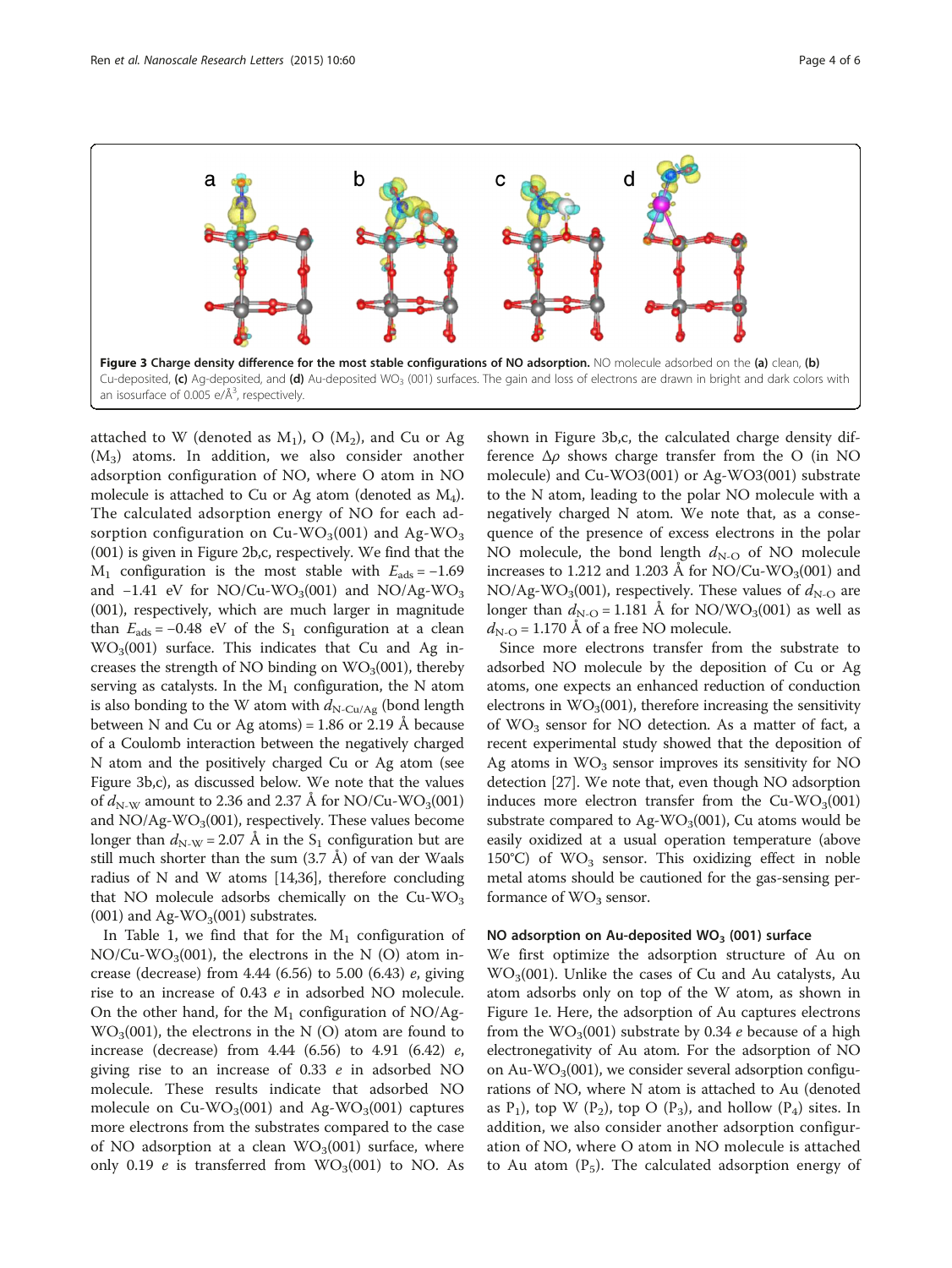Figure 3 Charge density difference for the most stable configurations of NO adsorption. NO molecule adsorbed on the (a) clean, (b) Cu-deposited, (c) Ag-deposited, and (d) Au-deposited $WO_3$ (001) surfaces. The gain and loss of electrons are drawn in bright and dark colors with an isosurface of 0.005 e/Å$^3$, respectively.

attached to W (denoted as $M_1$), O ($M_2$), and Cu or Ag ($M_3$) atoms. In addition, we also consider another adsorption configuration of NO, where O atom in NO molecule is attached to Cu or Ag atom (denoted as $M_4$). The calculated adsorption energy of NO for each adsorption configuration on Cu-$WO_3$(001) and Ag-$WO_3$(001) is given in Figure 2b,c, respectively. We find that the $M_1$ configuration is the most stable with $E_{ads} = -1.69$ and $-1.41$ eV for NO/Cu-$WO_3$(001) and NO/Ag-$WO_3$(001), respectively, which are much larger in magnitude than $E_{ads} = -0.48$ eV of the $S_1$ configuration at a clean $WO_3$(001) surface. This indicates that Cu and Ag increases the strength of NO binding on $WO_3$(001), thereby serving as catalysts. In the $M_1$ configuration, the N atom is also bonding to the W atom with $d_{N\text{-}Cu/Ag}$ (bond length between N and Cu or Ag atoms) = 1.86 or 2.19 Å because of a Coulomb interaction between the negatively charged N atom and the positively charged Cu or Ag atom (see Figure 3b,c), as discussed below. We note that the values of $d_{N\text{-}W}$ amount to 2.36 and 2.37 Å for NO/Cu-$WO_3$(001) and NO/Ag-$WO_3$(001), respectively. These values become longer than $d_{N\text{-}W} = 2.07$ Å in the $S_1$ configuration but are still much shorter than the sum (3.7 Å) of van der Waals radius of N and W atoms [14,36], therefore concluding that NO molecule adsorbs chemically on the Cu-$WO_3$(001) and Ag-$WO_3$(001) substrates.

In Table 1, we find that for the $M_1$ configuration of NO/Cu-$WO_3$(001), the electrons in the N (O) atom increase (decrease) from 4.44 (6.56) to 5.00 (6.43) *e*, giving rise to an increase of 0.43 *e* in adsorbed NO molecule. On the other hand, for the $M_1$ configuration of NO/Ag-$WO_3$(001), the electrons in the N (O) atom are found to increase (decrease) from 4.44 (6.56) to 4.91 (6.42) *e*, giving rise to an increase of 0.33 *e* in adsorbed NO molecule. These results indicate that adsorbed NO molecule on Cu-$WO_3$(001) and Ag-$WO_3$(001) captures more electrons from the substrates compared to the case of NO adsorption at a clean $WO_3$(001) surface, where only 0.19 *e* is transferred from $WO_3$(001) to NO. As shown in Figure 3b,c, the calculated charge density difference $\Delta\rho$ shows charge transfer from the O (in NO molecule) and Cu-WO3(001) or Ag-WO3(001) substrate to the N atom, leading to the polar NO molecule with a negatively charged N atom. We note that, as a consequence of the presence of excess electrons in the polar NO molecule, the bond length $d_{N\text{-}O}$ of NO molecule increases to 1.212 and 1.203 Å for NO/Cu-$WO_3$(001) and NO/Ag-$WO_3$(001), respectively. These values of $d_{N\text{-}O}$ are longer than $d_{N\text{-}O} = 1.181$ Å for NO/$WO_3$(001) as well as $d_{N\text{-}O} = 1.170$ Å of a free NO molecule.

Since more electrons transfer from the substrate to adsorbed NO molecule by the deposition of Cu or Ag atoms, one expects an enhanced reduction of conduction electrons in $WO_3$(001), therefore increasing the sensitivity of $WO_3$ sensor for NO detection. As a matter of fact, a recent experimental study showed that the deposition of Ag atoms in $WO_3$ sensor improves its sensitivity for NO detection [27]. We note that, even though NO adsorption induces more electron transfer from the Cu-$WO_3$(001) substrate compared to Ag-$WO_3$(001), Cu atoms would be easily oxidized at a usual operation temperature (above 150°C) of $WO_3$ sensor. This oxidizing effect in noble metal atoms should be cautioned for the gas-sensing performance of $WO_3$ sensor.

### NO adsorption on Au-deposited $WO_3$ (001) surface

We first optimize the adsorption structure of Au on $WO_3$(001). Unlike the cases of Cu and Au catalysts, Au atom adsorbs only on top of the W atom, as shown in Figure 1e. Here, the adsorption of Au captures electrons from the $WO_3$(001) substrate by 0.34 *e* because of a high electronegativity of Au atom. For the adsorption of NO on Au-$WO_3$(001), we consider several adsorption configurations of NO, where N atom is attached to Au (denoted as $P_1$), top W ($P_2$), top O ($P_3$), and hollow ($P_4$) sites. In addition, we also consider another adsorption configuration of NO, where O atom in NO molecule is attached to Au atom ($P_5$). The calculated adsorption energy of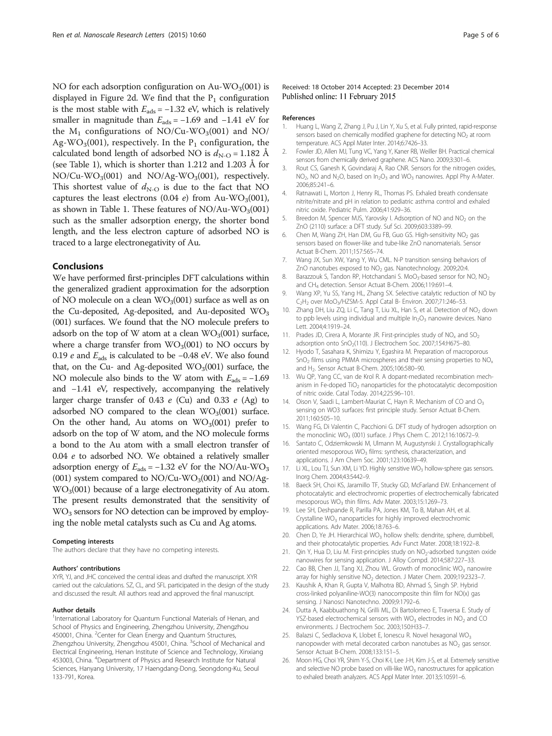NO for each adsorption configuration on Au-$WO_3$(001) is displayed in Figure 2d. We find that the $P_1$ configuration is the most stable with $E_{ads}$ = −1.32 eV, which is relatively smaller in magnitude than $E_{ads}$ = −1.69 and −1.41 eV for the $M_1$ configurations of NO/Cu-$WO_3$(001) and NO/Ag-$WO_3$(001), respectively. In the $P_1$ configuration, the calculated bond length of adsorbed NO is $d_{N-O}$ = 1.182 Å (see Table 1), which is shorter than 1.212 and 1.203 Å for NO/Cu-$WO_3$(001) and NO/Ag-$WO_3$(001), respectively. This shortest value of $d_{N-O}$ is due to the fact that NO captures the least electrons (0.04 *e*) from Au-$WO_3$(001), as shown in Table 1. These features of NO/Au-$WO_3$(001) such as the smaller adsorption energy, the shorter bond length, and the less electron capture of adsorbed NO is traced to a large electronegativity of Au.

## Conclusions

We have performed first-principles DFT calculations within the generalized gradient approximation for the adsorption of NO molecule on a clean $WO_3$(001) surface as well as on the Cu-deposited, Ag-deposited, and Au-deposited $WO_3$ (001) surfaces. We found that the NO molecule prefers to adsorb on the top of W atom at a clean $WO_3$(001) surface, where a charge transfer from $WO_3$(001) to NO occurs by 0.19 *e* and $E_{ads}$ is calculated to be −0.48 eV. We also found that, on the Cu- and Ag-deposited $WO_3$(001) surface, the NO molecule also binds to the W atom with $E_{ads}$ = −1.69 and −1.41 eV, respectively, accompanying the relatively larger charge transfer of 0.43 *e* (Cu) and 0.33 *e* (Ag) to adsorbed NO compared to the clean $WO_3$(001) surface. On the other hand, Au atoms on $WO_3$(001) prefer to adsorb on the top of W atom, and the NO molecule forms a bond to the Au atom with a small electron transfer of 0.04 *e* to adsorbed NO. We obtained a relatively smaller adsorption energy of $E_{ads}$ = −1.32 eV for the NO/Au-$WO_3$ (001) system compared to NO/Cu-$WO_3$(001) and NO/Ag-$WO_3$(001) because of a large electronegativity of Au atom. The present results demonstrated that the sensitivity of $WO_3$ sensors for NO detection can be improved by employing the noble metal catalysts such as Cu and Ag atoms.

### Competing interests

The authors declare that they have no competing interests.

### Authors' contributions

XYR, YJ, and JHC conceived the central ideas and drafted the manuscript. XYR carried out the calculations. SZ, CL, and SFL participated in the design of the study and discussed the result. All authors read and approved the final manuscript.

### Author details

[1]International Laboratory for Quantum Functional Materials of Henan, and School of Physics and Engineering, Zhengzhou University, Zhengzhou 450001, China. [2]Center for Clean Energy and Quantum Structures, Zhengzhou University, Zhengzhou 45001, China. [3]School of Mechanical and Electrical Engineering, Henan Institute of Science and Technology, Xinxiang 453003, China. [4]Department of Physics and Research Institute for Natural Sciences, Hanyang University, 17 Haengdang-Dong, Seongdong-Ku, Seoul 133-791, Korea.

Received: 18 October 2014 Accepted: 23 December 2014
Published online: 11 February 2015

### References

1. Huang L, Wang Z, Zhang J, Pu J, Lin Y, Xu S, et al. Fully printed, rapid-response sensors based on chemically modified graphene for detecting $NO_2$ at room temperature. ACS Appl Mater Inter. 2014;6:7426–33.
2. Fowler JD, Allen MJ, Tung VC, Yang Y, Kaner RB, Weiller BH. Practical chemical sensors from chemically derived graphene. ACS Nano. 2009;3:301–6.
3. Rout CS, Ganesh K, Govindaraj A, Rao CNR. Sensors for the nitrogen oxides, $NO_2$, NO and $N_2O$, based on $In_2O_3$ and $WO_3$ nanowires. Appl Phy A-Mater. 2006;85:241–6.
4. Ratnawati L, Morton J, Henry RL, Thomas PS. Exhaled breath condensate nitrite/nitrate and pH in relation to pediatric asthma control and exhaled nitric oxide. Pediatric Pulm. 2006;41:929–36.
5. Breedon M, Spencer MJS, Yarovsky I. Adsorption of NO and $NO_2$ on the ZnO (2110) surface: a DFT study. Suf Sci. 2009;603:3389–99.
6. Chen M, Wang ZH, Han DM, Gu FB, Guo GS. High-sensitivity $NO_2$ gas sensors based on flower-like and tube-like ZnO nanomaterials. Sensor Actuat B-Chem. 2011;157:565–74.
7. Wang JX, Sun XW, Yang Y, Wu CML. N-P transition sensing behaviors of ZnO nanotubes exposed to $NO_2$ gas. Nanotechnology. 2009;20:4.
8. Barazzouk S, Tandon RP, Hotchandani S. $MoO_3$-based sensor for NO, $NO_2$ and $CH_4$ detection. Sensor Actuat B-Chem. 2006;119:691–4.
9. Wang XP, Yu SS, Yang HL, Zhang SX. Selective catalytic reduction of NO by $C_2H_2$ over $MoO_3$/HZSM-5. Appl Catal B- Environ. 2007;71:246–53.
10. Zhang DH, Liu ZQ, Li C, Tang T, Liu XL, Han S, et al. Detection of $NO_2$ down to ppb levels using individual and multiple $In_2O_3$ nanowire devices. Nano Lett. 2004;4:1919–24.
11. Prades JD, Cirera A, Morante JR. First-principles study of $NO_x$ and $SO_2$ adsorption onto $SnO_2$(110). J Electrochem Soc. 2007;154:H675–80.
12. Hyodo T, Sasahara K, Shimizu Y, Egashira M. Preparation of macroporous $SnO_2$ films using PMMA microspheres and their sensing properties to $NO_x$ and $H_2$. Sensor Actuat B-Chem. 2005;106:580–90.
13. Wu QP, Yang CC, van de Krol R. A dopant-mediated recombination mechanism in Fe-doped $TiO_2$ nanoparticles for the photocatalytic decomposition of nitric oxide. Catal Today. 2014;225:96–101.
14. Oison V, Saadi L, Lambert-Mauriat C, Hayn R. Mechanism of CO and $O_3$ sensing on WO3 surfaces: first principle study. Sensor Actuat B-Chem. 2011;160:505–10.
15. Wang FG, Di Valentin C, Pacchioni G. DFT study of hydrogen adsorption on the monoclinic $WO_3$ (001) surface. J Phys Chem C. 2012;116:10672–9.
16. Santato C, Odziemkowski M, Ulmann M, Augustynski J. Crystallographically oriented mesoporous $WO_3$ films: synthesis, characterization, and applications. J Am Chem Soc. 2001;123:10639–49.
17. Li XL, Lou TJ, Sun XM, Li YD. Highly sensitive $WO_3$ hollow-sphere gas sensors. Inorg Chem. 2004;43:5442–9.
18. Baeck SH, Choi KS, Jaramillo TF, Stucky GD, McFarland EW. Enhancement of photocatalytic and electrochromic properties of electrochemically fabricated mesoporous $WO_3$ thin films. Adv Mater. 2003;15:1269–73.
19. Lee SH, Deshpande R, Parilla PA, Jones KM, To B, Mahan AH, et al. Crystalline $WO_3$ nanoparticles for highly improved electrochromic applications. Adv Mater. 2006;18:763–6.
20. Chen D, Ye JH. Hierarchical $WO_3$ hollow shells: dendrite, sphere, dumbbell, and their photocatalytic properties. Adv Funct Mater. 2008;18:1922–8.
21. Qin Y, Hua D, Liu M. First-principles study on $NO_2$-adsorbed tungsten oxide nanowires for sensing application. J Alloy Compd. 2014;587:227–33.
22. Cao BB, Chen JJ, Tang XJ, Zhou WL. Growth of monoclinic $WO_3$ nanowire array for highly sensitive $NO_2$ detection. J Mater Chem. 2009;19:2323–7.
23. Kaushik A, Khan R, Gupta V, Malhotra BD, Ahmad S, Singh SP. Hybrid cross-linked polyaniline-WO(3) nanocomposite thin film for NO(x) gas sensing. J Nanosci Nanotechno. 2009;9:1792–6.
24. Dutta A, Kaabbuathong N, Grilli ML, Di Bartolomeo E, Traversa E. Study of YSZ-based electrochemical sensors with $WO_3$ electrodes in $NO_2$ and CO environments. J Electrochem Soc. 2003;150:H33–7.
25. Balazsi C, Sedlackova K, Llobet E, Ionescu R. Novel hexagonal $WO_3$ nanopowder with metal decorated carbon nanotubes as $NO_2$ gas sensor. Sensor Actuat B-Chem. 2008;133:151–5.
26. Moon HG, Choi YR, Shim Y-S, Choi K-I, Lee J-H, Kim J-S, et al. Extremely sensitive and selective NO probe based on villi-like $WO_3$ nanostructures for application to exhaled breath analyzers. ACS Appl Mater Inter. 2013;5:10591–6.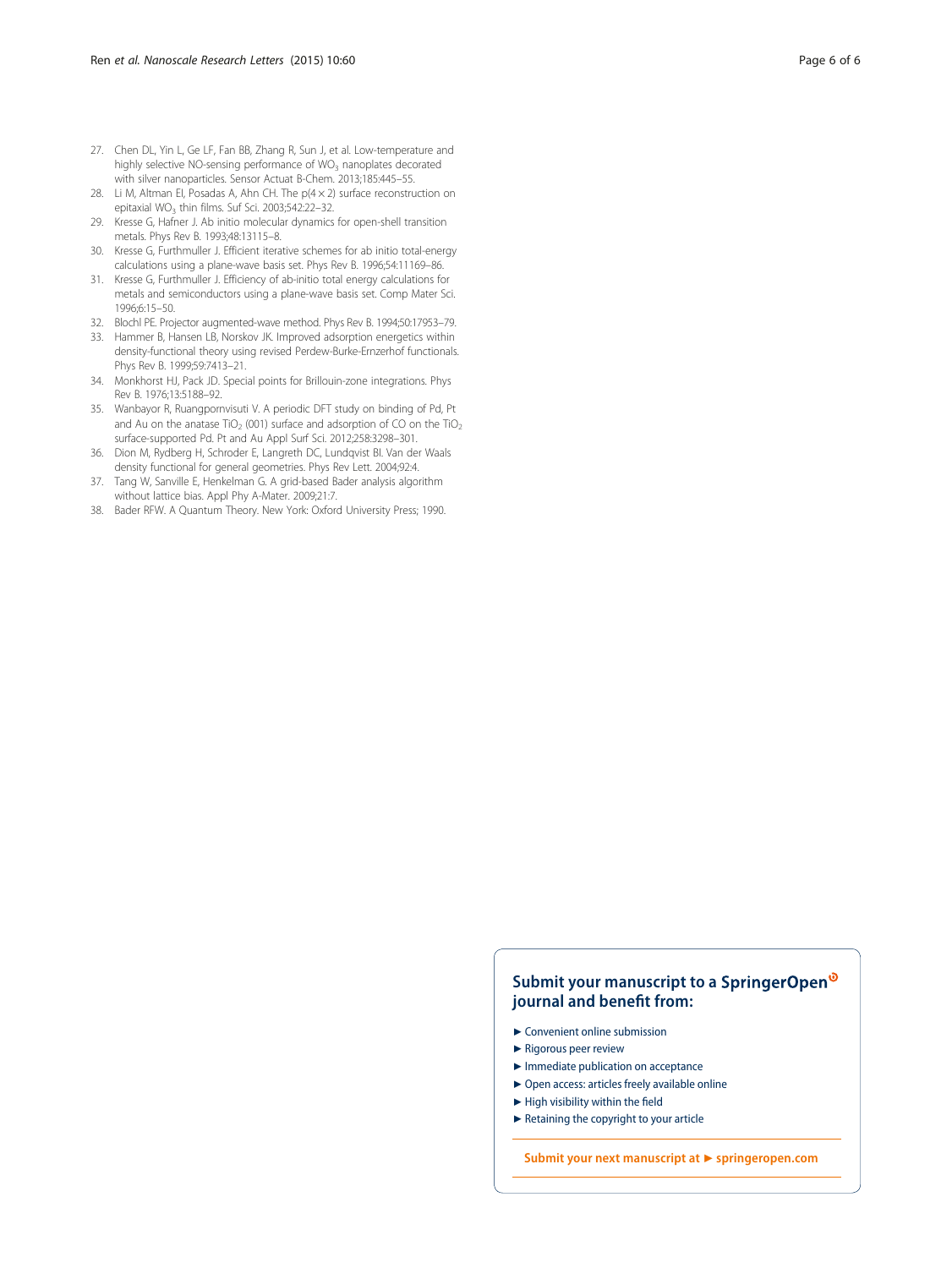27. Chen DL, Yin L, Ge LF, Fan BB, Zhang R, Sun J, et al. Low-temperature and highly selective NO-sensing performance of $WO_3$ nanoplates decorated with silver nanoparticles. Sensor Actuat B-Chem. 2013;185:445–55.
28. Li M, Altman EI, Posadas A, Ahn CH. The p(4 × 2) surface reconstruction on epitaxial $WO_3$ thin films. Suf Sci. 2003;542:22–32.
29. Kresse G, Hafner J. Ab initio molecular dynamics for open-shell transition metals. Phys Rev B. 1993;48:13115–8.
30. Kresse G, Furthmuller J. Efficient iterative schemes for ab initio total-energy calculations using a plane-wave basis set. Phys Rev B. 1996;54:11169–86.
31. Kresse G, Furthmuller J. Efficiency of ab-initio total energy calculations for metals and semiconductors using a plane-wave basis set. Comp Mater Sci. 1996;6:15–50.
32. Blochl PE. Projector augmented-wave method. Phys Rev B. 1994;50:17953–79.
33. Hammer B, Hansen LB, Norskov JK. Improved adsorption energetics within density-functional theory using revised Perdew-Burke-Ernzerhof functionals. Phys Rev B. 1999;59:7413–21.
34. Monkhorst HJ, Pack JD. Special points for Brillouin-zone integrations. Phys Rev B. 1976;13:5188–92.
35. Wanbayor R, Ruangpornvisuti V. A periodic DFT study on binding of Pd, Pt and Au on the anatase $TiO_2$ (001) surface and adsorption of CO on the $TiO_2$ surface-supported Pd. Pt and Au Appl Surf Sci. 2012;258:3298–301.
36. Dion M, Rydberg H, Schroder E, Langreth DC, Lundqvist BI. Van der Waals density functional for general geometries. Phys Rev Lett. 2004;92:4.
37. Tang W, Sanville E, Henkelman G. A grid-based Bader analysis algorithm without lattice bias. Appl Phy A-Mater. 2009;21:7.
38. Bader RFW. A Quantum Theory. New York: Oxford University Press; 1990.

**Submit your manuscript to a SpringerOpen journal and benefit from:**

- ► Convenient online submission
- ► Rigorous peer review
- ► Immediate publication on acceptance
- ► Open access: articles freely available online
- ► High visibility within the field
- ► Retaining the copyright to your article

**Submit your next manuscript at ► springeropen.com**